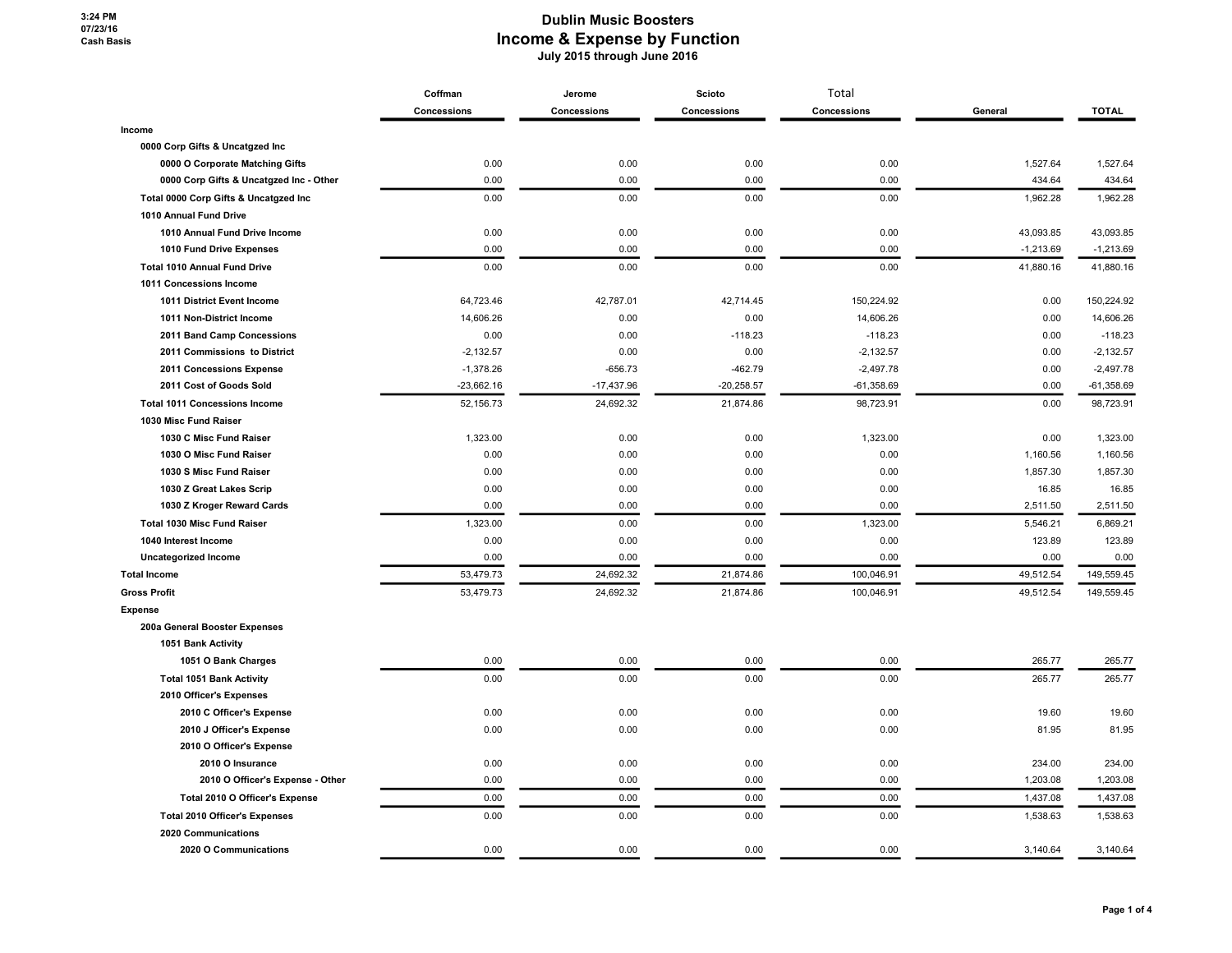# Dublin Music Boosters

## Income & Expense by Function

**July 2015 through June 2016**

3:24 PM
07/23/16
Cash Basis

| | Coffman Concessions | Jerome Concessions | Scioto Concessions | Total Concessions | General | TOTAL |
|---|---|---|---|---|---|---|
| **Income** | | | | | | |
| **0000 Corp Gifts & Uncatgzed Inc** | | | | | | |
| 0000 O Corporate Matching Gifts | 0.00 | 0.00 | 0.00 | 0.00 | 1,527.64 | 1,527.64 |
| 0000 Corp Gifts & Uncatgzed Inc - Other | 0.00 | 0.00 | 0.00 | 0.00 | 434.64 | 434.64 |
| **Total 0000 Corp Gifts & Uncatgzed Inc** | 0.00 | 0.00 | 0.00 | 0.00 | 1,962.28 | 1,962.28 |
| **1010 Annual Fund Drive** | | | | | | |
| 1010 Annual Fund Drive Income | 0.00 | 0.00 | 0.00 | 0.00 | 43,093.85 | 43,093.85 |
| 1010 Fund Drive Expenses | 0.00 | 0.00 | 0.00 | 0.00 | -1,213.69 | -1,213.69 |
| **Total 1010 Annual Fund Drive** | 0.00 | 0.00 | 0.00 | 0.00 | 41,880.16 | 41,880.16 |
| **1011 Concessions Income** | | | | | | |
| 1011 District Event Income | 64,723.46 | 42,787.01 | 42,714.45 | 150,224.92 | 0.00 | 150,224.92 |
| 1011 Non-District Income | 14,606.26 | 0.00 | 0.00 | 14,606.26 | 0.00 | 14,606.26 |
| 2011 Band Camp Concessions | 0.00 | 0.00 | -118.23 | -118.23 | 0.00 | -118.23 |
| 2011 Commissions to District | -2,132.57 | 0.00 | 0.00 | -2,132.57 | 0.00 | -2,132.57 |
| 2011 Concessions Expense | -1,378.26 | -656.73 | -462.79 | -2,497.78 | 0.00 | -2,497.78 |
| 2011 Cost of Goods Sold | -23,662.16 | -17,437.96 | -20,258.57 | -61,358.69 | 0.00 | -61,358.69 |
| **Total 1011 Concessions Income** | 52,156.73 | 24,692.32 | 21,874.86 | 98,723.91 | 0.00 | 98,723.91 |
| **1030 Misc Fund Raiser** | | | | | | |
| 1030 C Misc Fund Raiser | 1,323.00 | 0.00 | 0.00 | 1,323.00 | 0.00 | 1,323.00 |
| 1030 O Misc Fund Raiser | 0.00 | 0.00 | 0.00 | 0.00 | 1,160.56 | 1,160.56 |
| 1030 S Misc Fund Raiser | 0.00 | 0.00 | 0.00 | 0.00 | 1,857.30 | 1,857.30 |
| 1030 Z Great Lakes Scrip | 0.00 | 0.00 | 0.00 | 0.00 | 16.85 | 16.85 |
| 1030 Z Kroger Reward Cards | 0.00 | 0.00 | 0.00 | 0.00 | 2,511.50 | 2,511.50 |
| **Total 1030 Misc Fund Raiser** | 1,323.00 | 0.00 | 0.00 | 1,323.00 | 5,546.21 | 6,869.21 |
| **1040 Interest Income** | 0.00 | 0.00 | 0.00 | 0.00 | 123.89 | 123.89 |
| **Uncategorized Income** | 0.00 | 0.00 | 0.00 | 0.00 | 0.00 | 0.00 |
| **Total Income** | 53,479.73 | 24,692.32 | 21,874.86 | 100,046.91 | 49,512.54 | 149,559.45 |
| **Gross Profit** | 53,479.73 | 24,692.32 | 21,874.86 | 100,046.91 | 49,512.54 | 149,559.45 |
| **Expense** | | | | | | |
| **200a General Booster Expenses** | | | | | | |
| **1051 Bank Activity** | | | | | | |
| 1051 O Bank Charges | 0.00 | 0.00 | 0.00 | 0.00 | 265.77 | 265.77 |
| **Total 1051 Bank Activity** | 0.00 | 0.00 | 0.00 | 0.00 | 265.77 | 265.77 |
| **2010 Officer's Expenses** | | | | | | |
| 2010 C Officer's Expense | 0.00 | 0.00 | 0.00 | 0.00 | 19.60 | 19.60 |
| 2010 J Officer's Expense | 0.00 | 0.00 | 0.00 | 0.00 | 81.95 | 81.95 |
| **2010 O Officer's Expense** | | | | | | |
| 2010 O Insurance | 0.00 | 0.00 | 0.00 | 0.00 | 234.00 | 234.00 |
| 2010 O Officer's Expense - Other | 0.00 | 0.00 | 0.00 | 0.00 | 1,203.08 | 1,203.08 |
| **Total 2010 O Officer's Expense** | 0.00 | 0.00 | 0.00 | 0.00 | 1,437.08 | 1,437.08 |
| **Total 2010 Officer's Expenses** | 0.00 | 0.00 | 0.00 | 0.00 | 1,538.63 | 1,538.63 |
| **2020 Communications** | | | | | | |
| 2020 O Communications | 0.00 | 0.00 | 0.00 | 0.00 | 3,140.64 | 3,140.64 |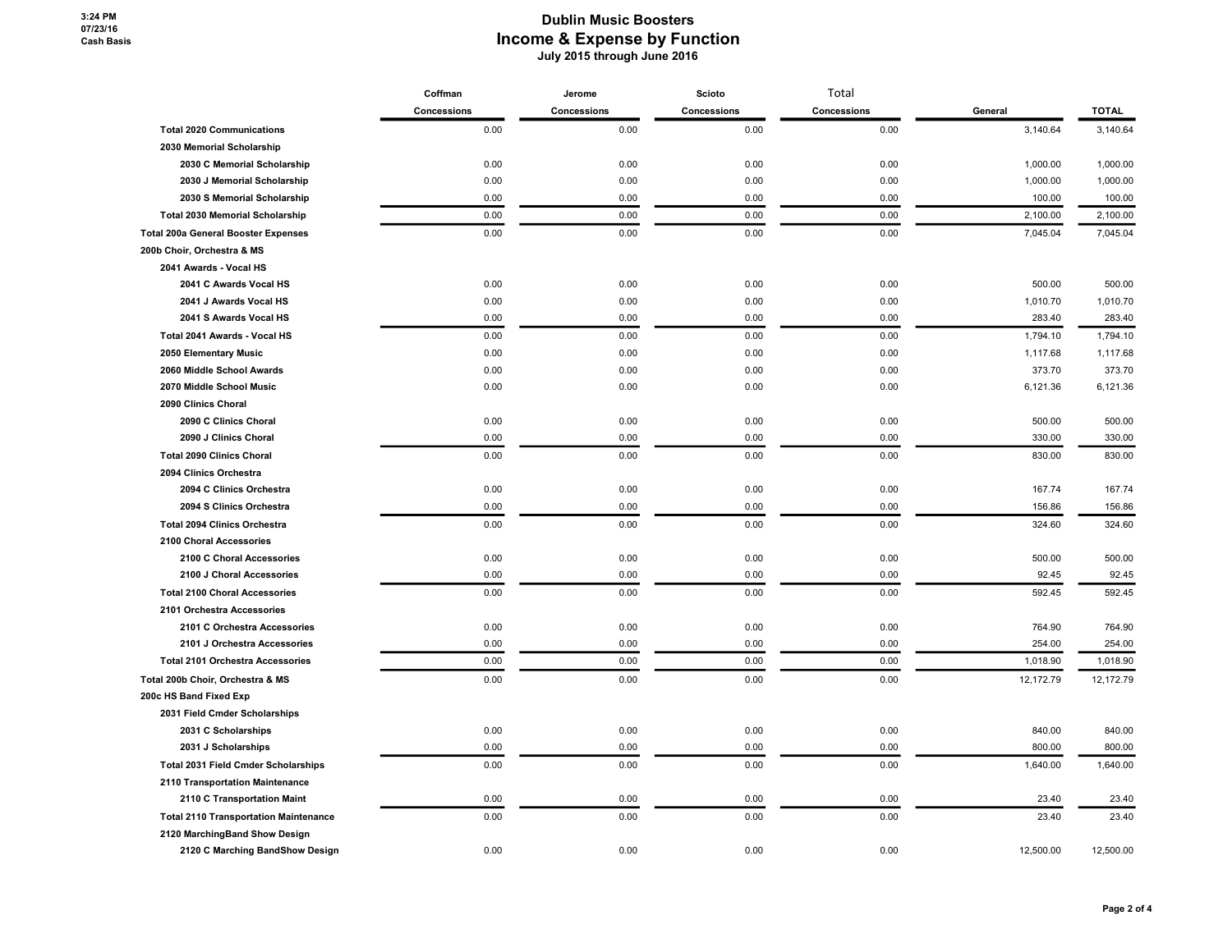# Dublin Music Boosters
## Income & Expense by Function
**July 2015 through June 2016**

| | Coffman Concessions | Jerome Concessions | Scioto Concessions | Total Concessions | General | TOTAL |
|---|---|---|---|---|---|---|
| **Total 2020 Communications** | 0.00 | 0.00 | 0.00 | 0.00 | 3,140.64 | 3,140.64 |
| **2030 Memorial Scholarship** | | | | | | |
| **2030 C Memorial Scholarship** | 0.00 | 0.00 | 0.00 | 0.00 | 1,000.00 | 1,000.00 |
| **2030 J Memorial Scholarship** | 0.00 | 0.00 | 0.00 | 0.00 | 1,000.00 | 1,000.00 |
| **2030 S Memorial Scholarship** | 0.00 | 0.00 | 0.00 | 0.00 | 100.00 | 100.00 |
| **Total 2030 Memorial Scholarship** | 0.00 | 0.00 | 0.00 | 0.00 | 2,100.00 | 2,100.00 |
| **Total 200a General Booster Expenses** | 0.00 | 0.00 | 0.00 | 0.00 | 7,045.04 | 7,045.04 |
| **200b Choir, Orchestra & MS** | | | | | | |
| **2041 Awards - Vocal HS** | | | | | | |
| **2041 C Awards Vocal HS** | 0.00 | 0.00 | 0.00 | 0.00 | 500.00 | 500.00 |
| **2041 J Awards Vocal HS** | 0.00 | 0.00 | 0.00 | 0.00 | 1,010.70 | 1,010.70 |
| **2041 S Awards Vocal HS** | 0.00 | 0.00 | 0.00 | 0.00 | 283.40 | 283.40 |
| **Total 2041 Awards - Vocal HS** | 0.00 | 0.00 | 0.00 | 0.00 | 1,794.10 | 1,794.10 |
| **2050 Elementary Music** | 0.00 | 0.00 | 0.00 | 0.00 | 1,117.68 | 1,117.68 |
| **2060 Middle School Awards** | 0.00 | 0.00 | 0.00 | 0.00 | 373.70 | 373.70 |
| **2070 Middle School Music** | 0.00 | 0.00 | 0.00 | 0.00 | 6,121.36 | 6,121.36 |
| **2090 Clinics Choral** | | | | | | |
| **2090 C Clinics Choral** | 0.00 | 0.00 | 0.00 | 0.00 | 500.00 | 500.00 |
| **2090 J Clinics Choral** | 0.00 | 0.00 | 0.00 | 0.00 | 330.00 | 330.00 |
| **Total 2090 Clinics Choral** | 0.00 | 0.00 | 0.00 | 0.00 | 830.00 | 830.00 |
| **2094 Clinics Orchestra** | | | | | | |
| **2094 C Clinics Orchestra** | 0.00 | 0.00 | 0.00 | 0.00 | 167.74 | 167.74 |
| **2094 S Clinics Orchestra** | 0.00 | 0.00 | 0.00 | 0.00 | 156.86 | 156.86 |
| **Total 2094 Clinics Orchestra** | 0.00 | 0.00 | 0.00 | 0.00 | 324.60 | 324.60 |
| **2100 Choral Accessories** | | | | | | |
| **2100 C Choral Accessories** | 0.00 | 0.00 | 0.00 | 0.00 | 500.00 | 500.00 |
| **2100 J Choral Accessories** | 0.00 | 0.00 | 0.00 | 0.00 | 92.45 | 92.45 |
| **Total 2100 Choral Accessories** | 0.00 | 0.00 | 0.00 | 0.00 | 592.45 | 592.45 |
| **2101 Orchestra Accessories** | | | | | | |
| **2101 C Orchestra Accessories** | 0.00 | 0.00 | 0.00 | 0.00 | 764.90 | 764.90 |
| **2101 J Orchestra Accessories** | 0.00 | 0.00 | 0.00 | 0.00 | 254.00 | 254.00 |
| **Total 2101 Orchestra Accessories** | 0.00 | 0.00 | 0.00 | 0.00 | 1,018.90 | 1,018.90 |
| **Total 200b Choir, Orchestra & MS** | 0.00 | 0.00 | 0.00 | 0.00 | 12,172.79 | 12,172.79 |
| **200c HS Band Fixed Exp** | | | | | | |
| **2031 Field Cmder Scholarships** | | | | | | |
| **2031 C Scholarships** | 0.00 | 0.00 | 0.00 | 0.00 | 840.00 | 840.00 |
| **2031 J Scholarships** | 0.00 | 0.00 | 0.00 | 0.00 | 800.00 | 800.00 |
| **Total 2031 Field Cmder Scholarships** | 0.00 | 0.00 | 0.00 | 0.00 | 1,640.00 | 1,640.00 |
| **2110 Transportation Maintenance** | | | | | | |
| **2110 C Transportation Maint** | 0.00 | 0.00 | 0.00 | 0.00 | 23.40 | 23.40 |
| **Total 2110 Transportation Maintenance** | 0.00 | 0.00 | 0.00 | 0.00 | 23.40 | 23.40 |
| **2120 MarchingBand Show Design** | | | | | | |
| **2120 C Marching BandShow Design** | 0.00 | 0.00 | 0.00 | 0.00 | 12,500.00 | 12,500.00 |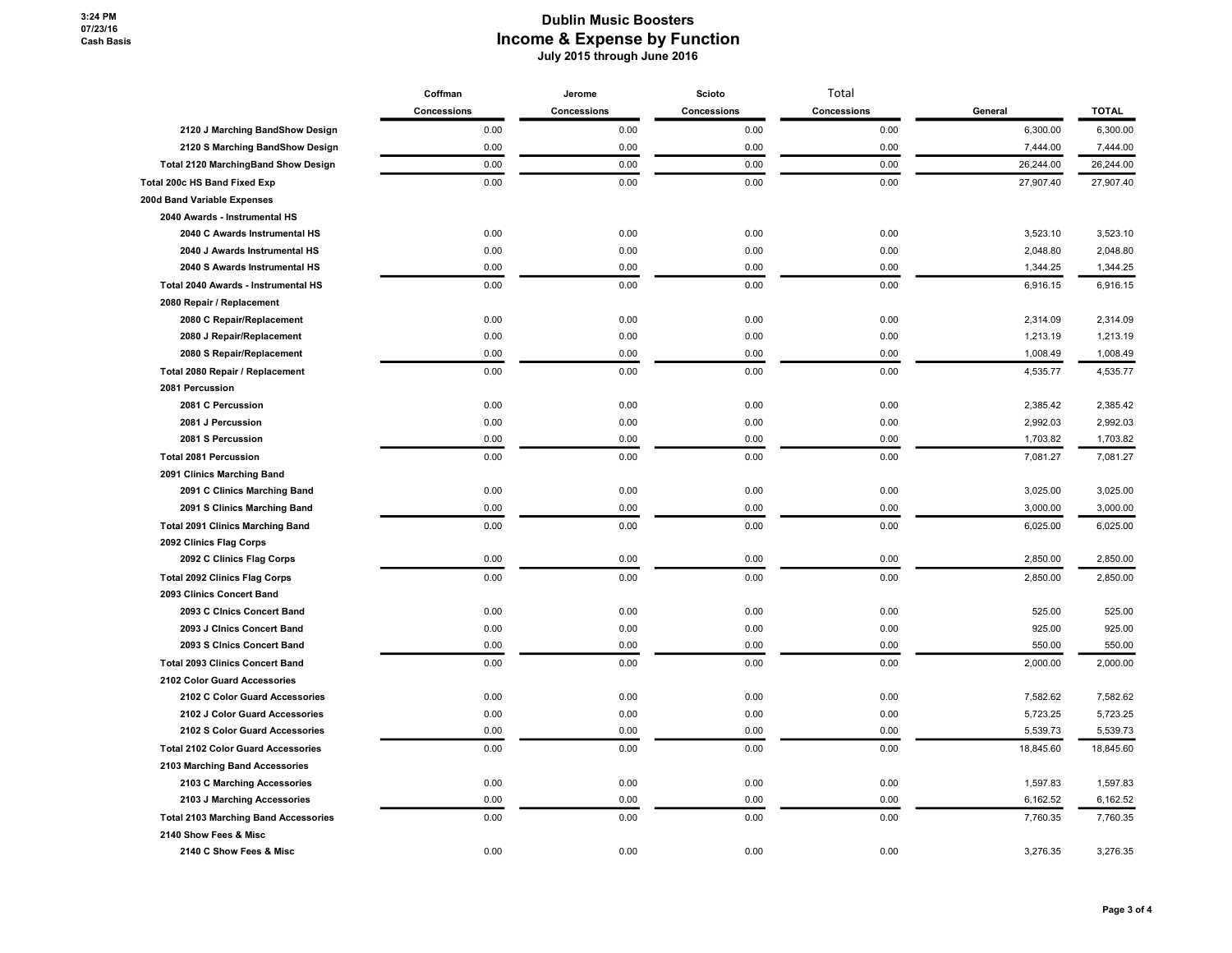# Dublin Music Boosters

## Income & Expense by Function

July 2015 through June 2016

| | Coffman Concessions | Jerome Concessions | Scioto Concessions | Total Concessions | General | TOTAL |
|---|---|---|---|---|---|---|
| 2120 J Marching BandShow Design | 0.00 | 0.00 | 0.00 | 0.00 | 6,300.00 | 6,300.00 |
| 2120 S Marching BandShow Design | 0.00 | 0.00 | 0.00 | 0.00 | 7,444.00 | 7,444.00 |
| Total 2120 MarchingBand Show Design | 0.00 | 0.00 | 0.00 | 0.00 | 26,244.00 | 26,244.00 |
| Total 200c HS Band Fixed Exp | 0.00 | 0.00 | 0.00 | 0.00 | 27,907.40 | 27,907.40 |
| 200d Band Variable Expenses | | | | | | |
| 2040 Awards - Instrumental HS | | | | | | |
| 2040 C Awards Instrumental HS | 0.00 | 0.00 | 0.00 | 0.00 | 3,523.10 | 3,523.10 |
| 2040 J Awards Instrumental HS | 0.00 | 0.00 | 0.00 | 0.00 | 2,048.80 | 2,048.80 |
| 2040 S Awards Instrumental HS | 0.00 | 0.00 | 0.00 | 0.00 | 1,344.25 | 1,344.25 |
| Total 2040 Awards - Instrumental HS | 0.00 | 0.00 | 0.00 | 0.00 | 6,916.15 | 6,916.15 |
| 2080 Repair / Replacement | | | | | | |
| 2080 C Repair/Replacement | 0.00 | 0.00 | 0.00 | 0.00 | 2,314.09 | 2,314.09 |
| 2080 J Repair/Replacement | 0.00 | 0.00 | 0.00 | 0.00 | 1,213.19 | 1,213.19 |
| 2080 S Repair/Replacement | 0.00 | 0.00 | 0.00 | 0.00 | 1,008.49 | 1,008.49 |
| Total 2080 Repair / Replacement | 0.00 | 0.00 | 0.00 | 0.00 | 4,535.77 | 4,535.77 |
| 2081 Percussion | | | | | | |
| 2081 C Percussion | 0.00 | 0.00 | 0.00 | 0.00 | 2,385.42 | 2,385.42 |
| 2081 J Percussion | 0.00 | 0.00 | 0.00 | 0.00 | 2,992.03 | 2,992.03 |
| 2081 S Percussion | 0.00 | 0.00 | 0.00 | 0.00 | 1,703.82 | 1,703.82 |
| Total 2081 Percussion | 0.00 | 0.00 | 0.00 | 0.00 | 7,081.27 | 7,081.27 |
| 2091 Clinics Marching Band | | | | | | |
| 2091 C Clinics Marching Band | 0.00 | 0.00 | 0.00 | 0.00 | 3,025.00 | 3,025.00 |
| 2091 S Clinics Marching Band | 0.00 | 0.00 | 0.00 | 0.00 | 3,000.00 | 3,000.00 |
| Total 2091 Clinics Marching Band | 0.00 | 0.00 | 0.00 | 0.00 | 6,025.00 | 6,025.00 |
| 2092 Clinics Flag Corps | | | | | | |
| 2092 C Clinics Flag Corps | 0.00 | 0.00 | 0.00 | 0.00 | 2,850.00 | 2,850.00 |
| Total 2092 Clinics Flag Corps | 0.00 | 0.00 | 0.00 | 0.00 | 2,850.00 | 2,850.00 |
| 2093 Clinics Concert Band | | | | | | |
| 2093 C Clnics Concert Band | 0.00 | 0.00 | 0.00 | 0.00 | 525.00 | 525.00 |
| 2093 J Clnics Concert Band | 0.00 | 0.00 | 0.00 | 0.00 | 925.00 | 925.00 |
| 2093 S Clnics Concert Band | 0.00 | 0.00 | 0.00 | 0.00 | 550.00 | 550.00 |
| Total 2093 Clinics Concert Band | 0.00 | 0.00 | 0.00 | 0.00 | 2,000.00 | 2,000.00 |
| 2102 Color Guard Accessories | | | | | | |
| 2102 C Color Guard Accessories | 0.00 | 0.00 | 0.00 | 0.00 | 7,582.62 | 7,582.62 |
| 2102 J Color Guard Accessories | 0.00 | 0.00 | 0.00 | 0.00 | 5,723.25 | 5,723.25 |
| 2102 S Color Guard Accessories | 0.00 | 0.00 | 0.00 | 0.00 | 5,539.73 | 5,539.73 |
| Total 2102 Color Guard Accessories | 0.00 | 0.00 | 0.00 | 0.00 | 18,845.60 | 18,845.60 |
| 2103 Marching Band Accessories | | | | | | |
| 2103 C Marching Accessories | 0.00 | 0.00 | 0.00 | 0.00 | 1,597.83 | 1,597.83 |
| 2103 J Marching Accessories | 0.00 | 0.00 | 0.00 | 0.00 | 6,162.52 | 6,162.52 |
| Total 2103 Marching Band Accessories | 0.00 | 0.00 | 0.00 | 0.00 | 7,760.35 | 7,760.35 |
| 2140 Show Fees & Misc | | | | | | |
| 2140 C Show Fees & Misc | 0.00 | 0.00 | 0.00 | 0.00 | 3,276.35 | 3,276.35 |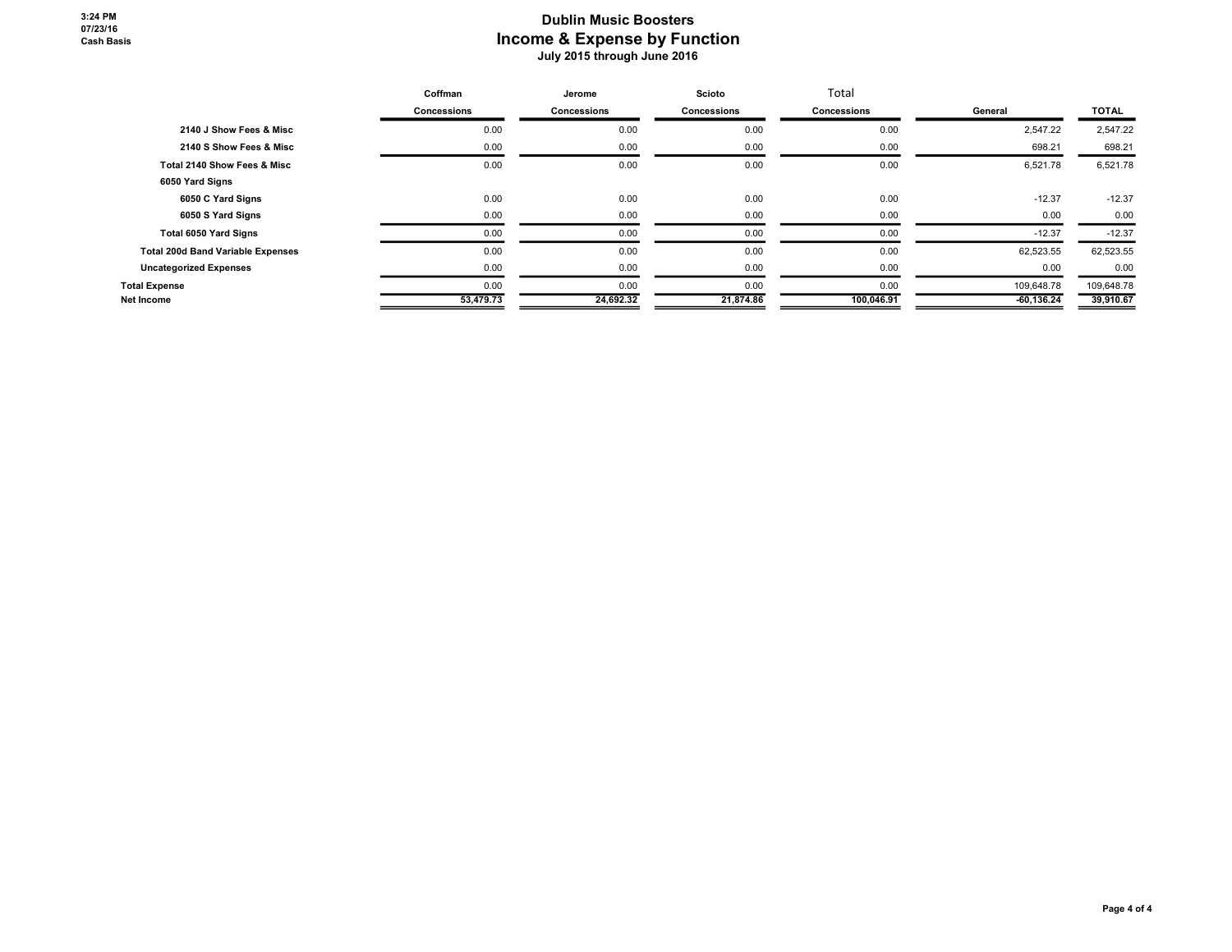# Dublin Music Boosters

## Income & Expense by Function

### July 2015 through June 2016

3:24 PM
07/23/16
Cash Basis

| | Coffman Concessions | Jerome Concessions | Scioto Concessions | Total Concessions | General | TOTAL |
|---|---|---|---|---|---|---|
| 2140 J Show Fees & Misc | 0.00 | 0.00 | 0.00 | 0.00 | 2,547.22 | 2,547.22 |
| 2140 S Show Fees & Misc | 0.00 | 0.00 | 0.00 | 0.00 | 698.21 | 698.21 |
| Total 2140 Show Fees & Misc | 0.00 | 0.00 | 0.00 | 0.00 | 6,521.78 | 6,521.78 |
| 6050 Yard Signs | | | | | | |
| 6050 C Yard Signs | 0.00 | 0.00 | 0.00 | 0.00 | -12.37 | -12.37 |
| 6050 S Yard Signs | 0.00 | 0.00 | 0.00 | 0.00 | 0.00 | 0.00 |
| Total 6050 Yard Signs | 0.00 | 0.00 | 0.00 | 0.00 | -12.37 | -12.37 |
| Total 200d Band Variable Expenses | 0.00 | 0.00 | 0.00 | 0.00 | 62,523.55 | 62,523.55 |
| Uncategorized Expenses | 0.00 | 0.00 | 0.00 | 0.00 | 0.00 | 0.00 |
| Total Expense | 0.00 | 0.00 | 0.00 | 0.00 | 109,648.78 | 109,648.78 |
| Net Income | 53,479.73 | 24,692.32 | 21,874.86 | 100,046.91 | -60,136.24 | 39,910.67 |